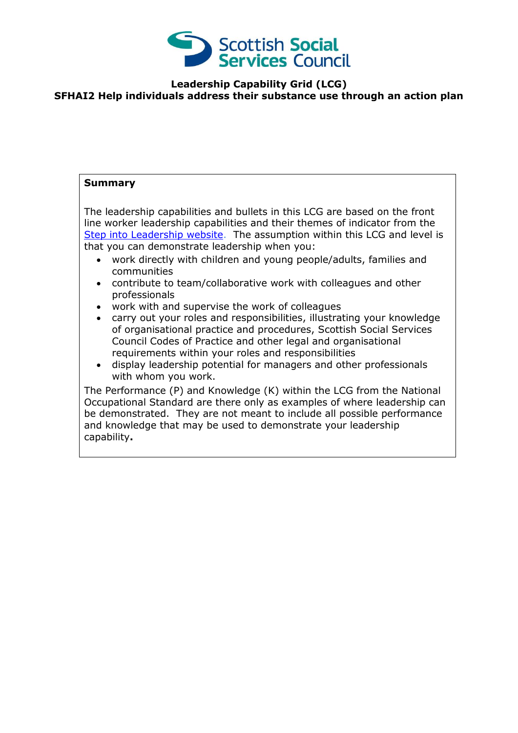Scottish Social Services Council

# Leadership Capability Grid (LCG)

## SFHAI2 Help individuals address their substance use through an action plan

**Summary**

The leadership capabilities and bullets in this LCG are based on the front line worker leadership capabilities and their themes of indicator from the [Step into Leadership website](). The assumption within this LCG and level is that you can demonstrate leadership when you:

- work directly with children and young people/adults, families and communities
- contribute to team/collaborative work with colleagues and other professionals
- work with and supervise the work of colleagues
- carry out your roles and responsibilities, illustrating your knowledge of organisational practice and procedures, Scottish Social Services Council Codes of Practice and other legal and organisational requirements within your roles and responsibilities
- display leadership potential for managers and other professionals with whom you work.

The Performance (P) and Knowledge (K) within the LCG from the National Occupational Standard are there only as examples of where leadership can be demonstrated. They are not meant to include all possible performance and knowledge that may be used to demonstrate your leadership capability**.**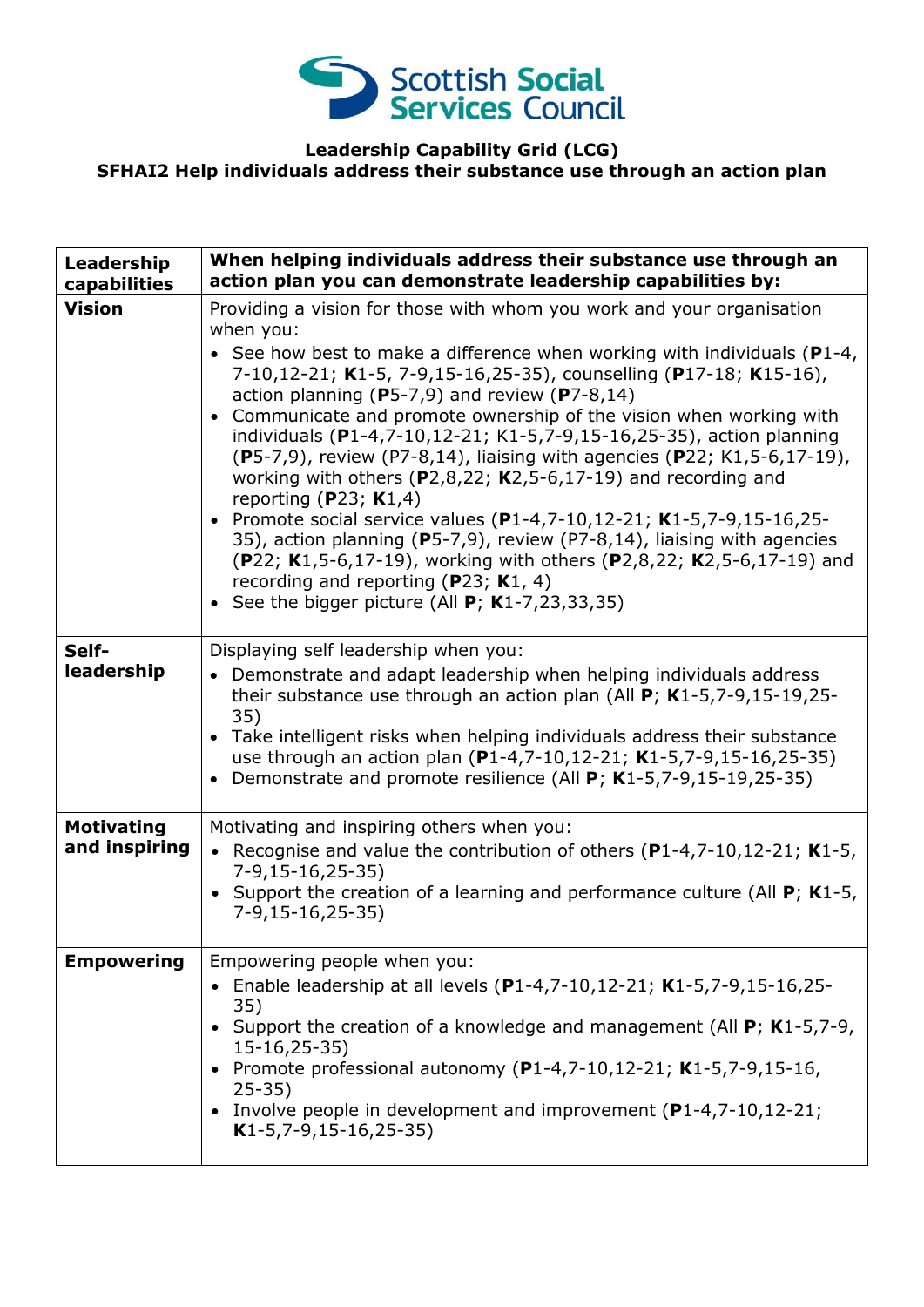**Leadership Capability Grid (LCG)**
**SFHAI2 Help individuals address their substance use through an action plan**

| **Leadership capabilities** | **When helping individuals address their substance use through an action plan you can demonstrate leadership capabilities by:** |
|---|---|
| **Vision** | Providing a vision for those with whom you work and your organisation when you:<br>• See how best to make a difference when working with individuals (**P**1-4, 7-10,12-21; **K**1-5, 7-9,15-16,25-35), counselling (**P**17-18; **K**15-16), action planning (**P**5-7,9) and review (**P**7-8,14)<br>• Communicate and promote ownership of the vision when working with individuals (**P**1-4,7-10,12-21; K1-5,7-9,15-16,25-35), action planning (**P**5-7,9), review (P7-8,14), liaising with agencies (**P**22; K1,5-6,17-19), working with others (**P**2,8,22; **K**2,5-6,17-19) and recording and reporting (**P**23; **K**1,4)<br>• Promote social service values (**P**1-4,7-10,12-21; **K**1-5,7-9,15-16,25-35), action planning (**P**5-7,9), review (P7-8,14), liaising with agencies (**P**22; **K**1,5-6,17-19), working with others (**P**2,8,22; **K**2,5-6,17-19) and recording and reporting (**P**23; **K**1, 4)<br>• See the bigger picture (All **P**; **K**1-7,23,33,35) |
| **Self-leadership** | Displaying self leadership when you:<br>• Demonstrate and adapt leadership when helping individuals address their substance use through an action plan (All **P**; **K**1-5,7-9,15-19,25-35)<br>• Take intelligent risks when helping individuals address their substance use through an action plan (**P**1-4,7-10,12-21; **K**1-5,7-9,15-16,25-35)<br>• Demonstrate and promote resilience (All **P**; **K**1-5,7-9,15-19,25-35) |
| **Motivating and inspiring** | Motivating and inspiring others when you:<br>• Recognise and value the contribution of others (**P**1-4,7-10,12-21; **K**1-5, 7-9,15-16,25-35)<br>• Support the creation of a learning and performance culture (All **P**; **K**1-5, 7-9,15-16,25-35) |
| **Empowering** | Empowering people when you:<br>• Enable leadership at all levels (**P**1-4,7-10,12-21; **K**1-5,7-9,15-16,25-35)<br>• Support the creation of a knowledge and management (All **P**; **K**1-5,7-9, 15-16,25-35)<br>• Promote professional autonomy (**P**1-4,7-10,12-21; **K**1-5,7-9,15-16, 25-35)<br>• Involve people in development and improvement (**P**1-4,7-10,12-21; **K**1-5,7-9,15-16,25-35) |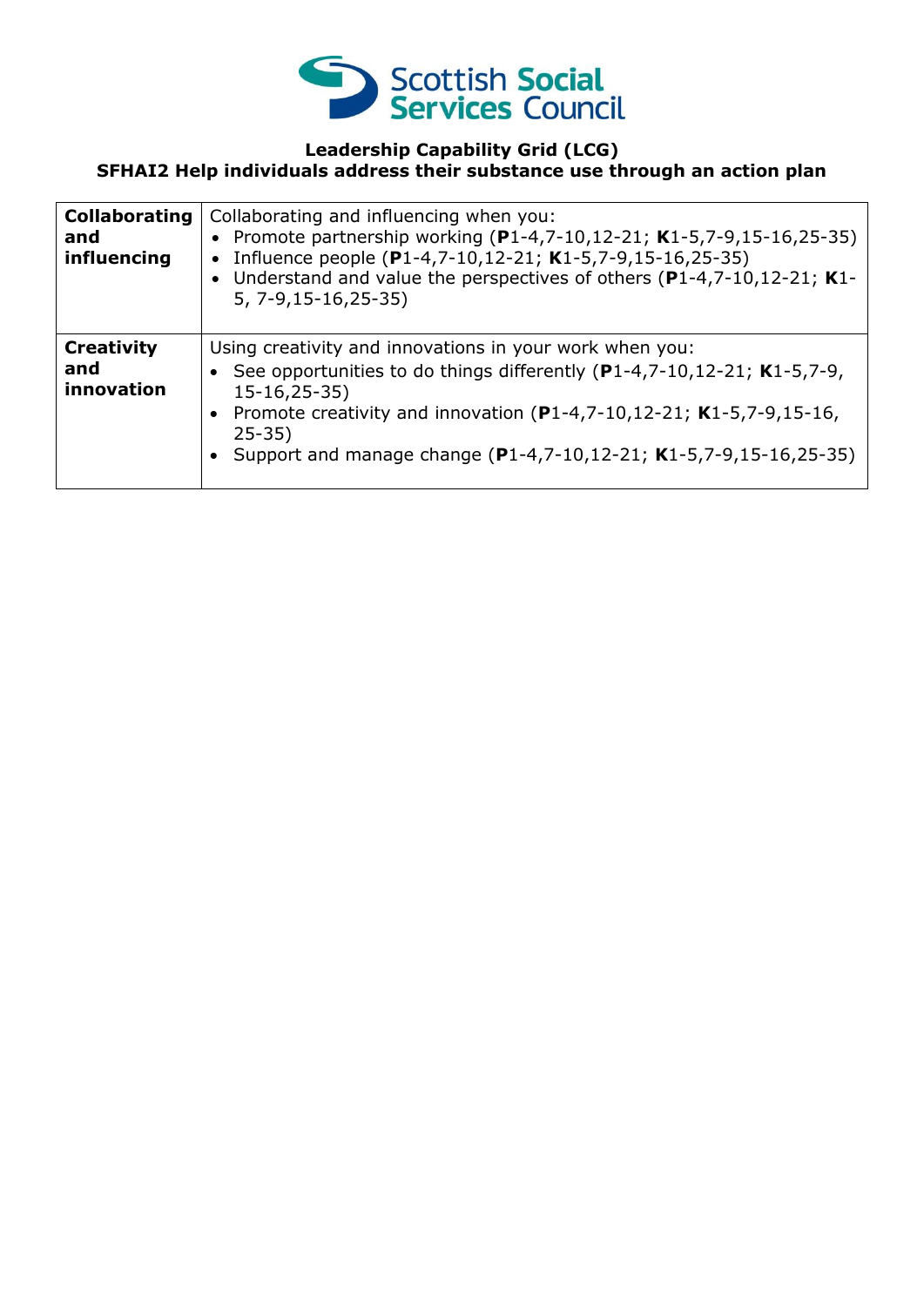**Leadership Capability Grid (LCG)**
**SFHAI2 Help individuals address their substance use through an action plan**

| | |
|---|---|
| **Collaborating and influencing** | Collaborating and influencing when you:<br>• Promote partnership working (**P**1-4,7-10,12-21; **K**1-5,7-9,15-16,25-35)<br>• Influence people (**P**1-4,7-10,12-21; **K**1-5,7-9,15-16,25-35)<br>• Understand and value the perspectives of others (**P**1-4,7-10,12-21; **K**1-5, 7-9,15-16,25-35) |
| **Creativity and innovation** | Using creativity and innovations in your work when you:<br>• See opportunities to do things differently (**P**1-4,7-10,12-21; **K**1-5,7-9, 15-16,25-35)<br>• Promote creativity and innovation (**P**1-4,7-10,12-21; **K**1-5,7-9,15-16, 25-35)<br>• Support and manage change (**P**1-4,7-10,12-21; **K**1-5,7-9,15-16,25-35) |